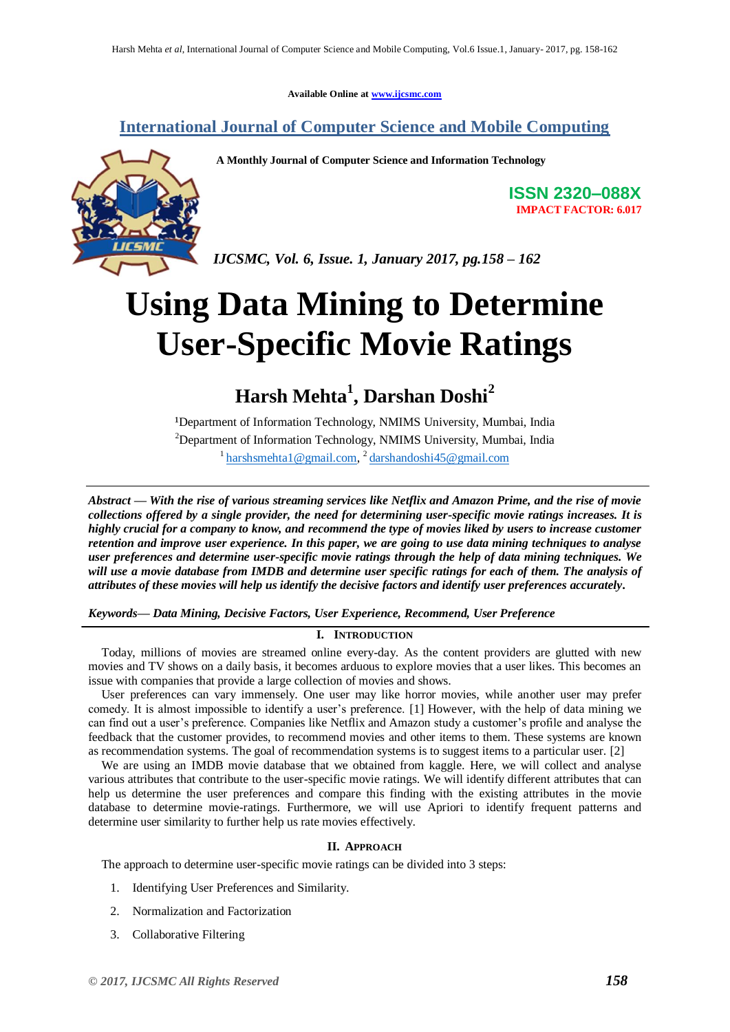Available Online at www.ijcsmc.com

## International Journal of Computer Science and Mobile Computing

**A Monthly Journal of Computer Science and Information Technology**

**ISSN 2320–088X**
**IMPACT FACTOR: 6.017**

*IJCSMC, Vol. 6, Issue. 1, January 2017, pg.158 – 162*

# Using Data Mining to Determine User-Specific Movie Ratings

**Harsh Mehta[1], Darshan Doshi[2]**

[1]Department of Information Technology, NMIMS University, Mumbai, India
[2]Department of Information Technology, NMIMS University, Mumbai, India
[1] harshsmehta1@gmail.com, [2] darshandoshi45@gmail.com

***Abstract — With the rise of various streaming services like Netflix and Amazon Prime, and the rise of movie collections offered by a single provider, the need for determining user-specific movie ratings increases. It is highly crucial for a company to know, and recommend the type of movies liked by users to increase customer retention and improve user experience. In this paper, we are going to use data mining techniques to analyse user preferences and determine user-specific movie ratings through the help of data mining techniques. We will use a movie database from IMDB and determine user specific ratings for each of them. The analysis of attributes of these movies will help us identify the decisive factors and identify user preferences accurately.***

***Keywords— Data Mining, Decisive Factors, User Experience, Recommend, User Preference***

## I. Introduction

Today, millions of movies are streamed online every-day. As the content providers are glutted with new movies and TV shows on a daily basis, it becomes arduous to explore movies that a user likes. This becomes an issue with companies that provide a large collection of movies and shows.

User preferences can vary immensely. One user may like horror movies, while another user may prefer comedy. It is almost impossible to identify a user's preference. [1] However, with the help of data mining we can find out a user's preference. Companies like Netflix and Amazon study a customer's profile and analyse the feedback that the customer provides, to recommend movies and other items to them. These systems are known as recommendation systems. The goal of recommendation systems is to suggest items to a particular user. [2]

We are using an IMDB movie database that we obtained from kaggle. Here, we will collect and analyse various attributes that contribute to the user-specific movie ratings. We will identify different attributes that can help us determine the user preferences and compare this finding with the existing attributes in the movie database to determine movie-ratings. Furthermore, we will use Apriori to identify frequent patterns and determine user similarity to further help us rate movies effectively.

## II. Approach

The approach to determine user-specific movie ratings can be divided into 3 steps:

1. Identifying User Preferences and Similarity.
2. Normalization and Factorization
3. Collaborative Filtering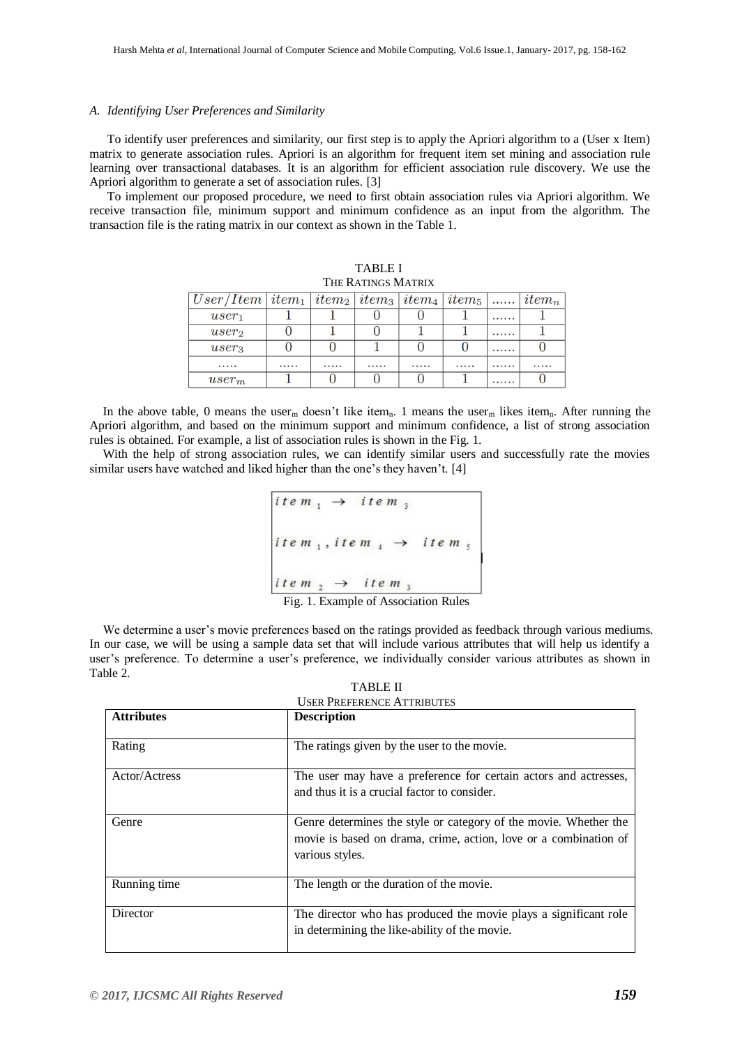### A. Identifying User Preferences and Similarity

To identify user preferences and similarity, our first step is to apply the Apriori algorithm to a (User x Item) matrix to generate association rules. Apriori is an algorithm for frequent item set mining and association rule learning over transactional databases. It is an algorithm for efficient association rule discovery. We use the Apriori algorithm to generate a set of association rules. [3]

To implement our proposed procedure, we need to first obtain association rules via Apriori algorithm. We receive transaction file, minimum support and minimum confidence as an input from the algorithm. The transaction file is the rating matrix in our context as shown in the Table 1.

TABLE I
THE RATINGS MATRIX

| $User/Item$ | $item_1$ | $item_2$ | $item_3$ | $item_4$ | $item_5$ | ...... | $item_n$ |
|---|---|---|---|---|---|---|---|
| $user_1$ | 1 | 1 | 0 | 0 | 1 | ...... | 1 |
| $user_2$ | 0 | 1 | 0 | 1 | 1 | ...... | 1 |
| $user_3$ | 0 | 0 | 1 | 0 | 0 | ...... | 0 |
| ..... | ..... | ..... | ..... | ..... | ..... | ...... | ..... |
| $user_m$ | 1 | 0 | 0 | 0 | 1 | ...... | 0 |

In the above table, 0 means the $user_m$ doesn't like $item_n$. 1 means the $user_m$ likes $item_n$. After running the Apriori algorithm, and based on the minimum support and minimum confidence, a list of strong association rules is obtained. For example, a list of association rules is shown in the Fig. 1.

With the help of strong association rules, we can identify similar users and successfully rate the movies similar users have watched and liked higher than the one's they haven't. [4]

$$item_1 \rightarrow item_3$$

$$item_1, item_4 \rightarrow item_5$$

$$item_2 \rightarrow item_3$$

Fig. 1. Example of Association Rules

We determine a user's movie preferences based on the ratings provided as feedback through various mediums. In our case, we will be using a sample data set that will include various attributes that will help us identify a user's preference. To determine a user's preference, we individually consider various attributes as shown in Table 2.

TABLE II
USER PREFERENCE ATTRIBUTES

| **Attributes** | **Description** |
|---|---|
| Rating | The ratings given by the user to the movie. |
| Actor/Actress | The user may have a preference for certain actors and actresses, and thus it is a crucial factor to consider. |
| Genre | Genre determines the style or category of the movie. Whether the movie is based on drama, crime, action, love or a combination of various styles. |
| Running time | The length or the duration of the movie. |
| Director | The director who has produced the movie plays a significant role in determining the like-ability of the movie. |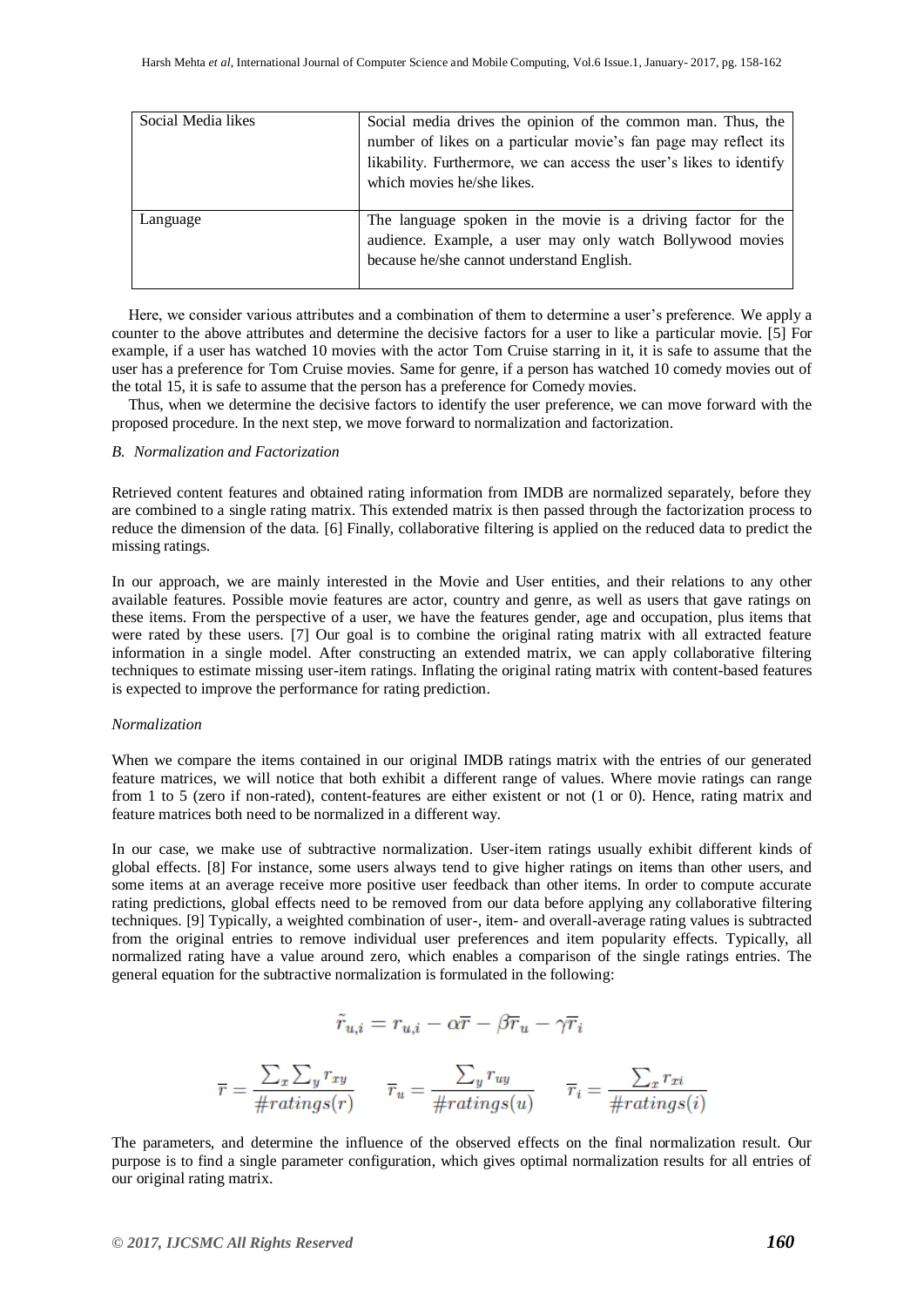| Social Media likes | Social media drives the opinion of the common man. Thus, the number of likes on a particular movie's fan page may reflect its likability. Furthermore, we can access the user's likes to identify which movies he/she likes. |
| --- | --- |
| Language | The language spoken in the movie is a driving factor for the audience. Example, a user may only watch Bollywood movies because he/she cannot understand English. |

Here, we consider various attributes and a combination of them to determine a user's preference. We apply a counter to the above attributes and determine the decisive factors for a user to like a particular movie. [5] For example, if a user has watched 10 movies with the actor Tom Cruise starring in it, it is safe to assume that the user has a preference for Tom Cruise movies. Same for genre, if a person has watched 10 comedy movies out of the total 15, it is safe to assume that the person has a preference for Comedy movies.

Thus, when we determine the decisive factors to identify the user preference, we can move forward with the proposed procedure. In the next step, we move forward to normalization and factorization.

### *B. Normalization and Factorization*

Retrieved content features and obtained rating information from IMDB are normalized separately, before they are combined to a single rating matrix. This extended matrix is then passed through the factorization process to reduce the dimension of the data. [6] Finally, collaborative filtering is applied on the reduced data to predict the missing ratings.

In our approach, we are mainly interested in the Movie and User entities, and their relations to any other available features. Possible movie features are actor, country and genre, as well as users that gave ratings on these items. From the perspective of a user, we have the features gender, age and occupation, plus items that were rated by these users. [7] Our goal is to combine the original rating matrix with all extracted feature information in a single model. After constructing an extended matrix, we can apply collaborative filtering techniques to estimate missing user-item ratings. Inflating the original rating matrix with content-based features is expected to improve the performance for rating prediction.

*Normalization*

When we compare the items contained in our original IMDB ratings matrix with the entries of our generated feature matrices, we will notice that both exhibit a different range of values. Where movie ratings can range from 1 to 5 (zero if non-rated), content-features are either existent or not (1 or 0). Hence, rating matrix and feature matrices both need to be normalized in a different way.

In our case, we make use of subtractive normalization. User-item ratings usually exhibit different kinds of global effects. [8] For instance, some users always tend to give higher ratings on items than other users, and some items at an average receive more positive user feedback than other items. In order to compute accurate rating predictions, global effects need to be removed from our data before applying any collaborative filtering techniques. [9] Typically, a weighted combination of user-, item- and overall-average rating values is subtracted from the original entries to remove individual user preferences and item popularity effects. Typically, all normalized rating have a value around zero, which enables a comparison of the single ratings entries. The general equation for the subtractive normalization is formulated in the following:

$$\tilde{r}_{u,i} = r_{u,i} - \alpha\overline{r} - \beta\overline{r}_u - \gamma\overline{r}_i$$

$$\overline{r} = \frac{\sum_x \sum_y r_{xy}}{\#ratings(r)} \qquad \overline{r}_u = \frac{\sum_y r_{uy}}{\#ratings(u)} \qquad \overline{r}_i = \frac{\sum_x r_{xi}}{\#ratings(i)}$$

The parameters, and determine the influence of the observed effects on the final normalization result. Our purpose is to find a single parameter configuration, which gives optimal normalization results for all entries of our original rating matrix.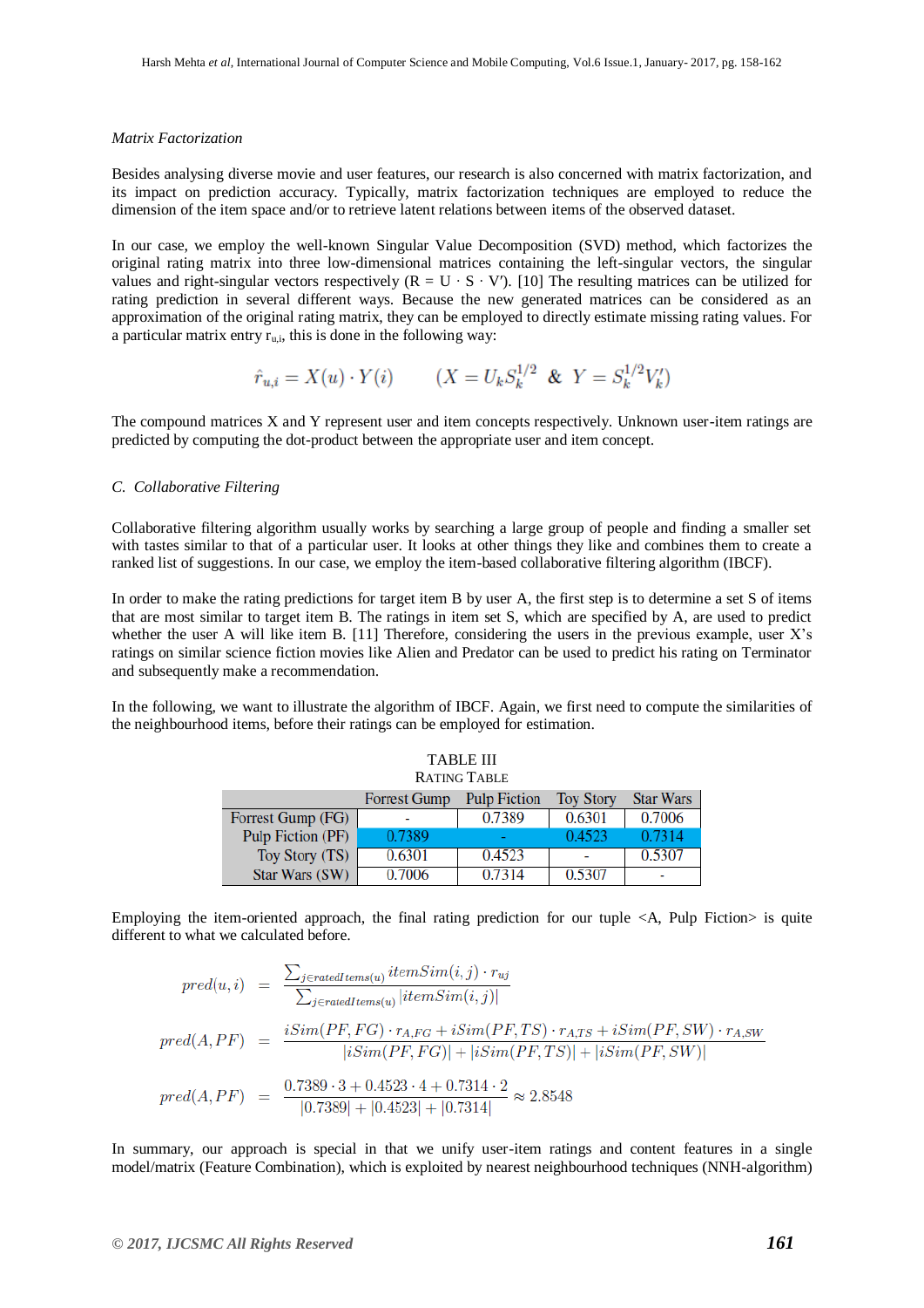*Matrix Factorization*

Besides analysing diverse movie and user features, our research is also concerned with matrix factorization, and its impact on prediction accuracy. Typically, matrix factorization techniques are employed to reduce the dimension of the item space and/or to retrieve latent relations between items of the observed dataset.

In our case, we employ the well-known Singular Value Decomposition (SVD) method, which factorizes the original rating matrix into three low-dimensional matrices containing the left-singular vectors, the singular values and right-singular vectors respectively (R = U · S · V′). [10] The resulting matrices can be utilized for rating prediction in several different ways. Because the new generated matrices can be considered as an approximation of the original rating matrix, they can be employed to directly estimate missing rating values. For a particular matrix entry $r_{u,i}$, this is done in the following way:

$$\hat{r}_{u,i} = X(u) \cdot Y(i) \qquad (X = U_k S_k^{1/2} \ \& \ Y = S_k^{1/2} V_k')$$

The compound matrices X and Y represent user and item concepts respectively. Unknown user-item ratings are predicted by computing the dot-product between the appropriate user and item concept.

### C. *Collaborative Filtering*

Collaborative filtering algorithm usually works by searching a large group of people and finding a smaller set with tastes similar to that of a particular user. It looks at other things they like and combines them to create a ranked list of suggestions. In our case, we employ the item-based collaborative filtering algorithm (IBCF).

In order to make the rating predictions for target item B by user A, the first step is to determine a set S of items that are most similar to target item B. The ratings in item set S, which are specified by A, are used to predict whether the user A will like item B. [11] Therefore, considering the users in the previous example, user X's ratings on similar science fiction movies like Alien and Predator can be used to predict his rating on Terminator and subsequently make a recommendation.

In the following, we want to illustrate the algorithm of IBCF. Again, we first need to compute the similarities of the neighbourhood items, before their ratings can be employed for estimation.

TABLE III
RATING TABLE

| | Forrest Gump | Pulp Fiction | Toy Story | Star Wars |
|---|---|---|---|---|
| Forrest Gump (FG) | - | 0.7389 | 0.6301 | 0.7006 |
| Pulp Fiction (PF) | 0.7389 | - | 0.4523 | 0.7314 |
| Toy Story (TS) | 0.6301 | 0.4523 | - | 0.5307 |
| Star Wars (SW) | 0.7006 | 0.7314 | 0.5307 | - |

Employing the item-oriented approach, the final rating prediction for our tuple <A, Pulp Fiction> is quite different to what we calculated before.

$$pred(u,i) = \frac{\sum_{j \in ratedItems(u)} itemSim(i,j) \cdot r_{uj}}{\sum_{j \in ratedItems(u)} |itemSim(i,j)|}$$

$$pred(A,PF) = \frac{iSim(PF,FG) \cdot r_{A,FG} + iSim(PF,TS) \cdot r_{A,TS} + iSim(PF,SW) \cdot r_{A,SW}}{|iSim(PF,FG)| + |iSim(PF,TS)| + |iSim(PF,SW)|}$$

$$pred(A,PF) = \frac{0.7389 \cdot 3 + 0.4523 \cdot 4 + 0.7314 \cdot 2}{|0.7389| + |0.4523| + |0.7314|} \approx 2.8548$$

In summary, our approach is special in that we unify user-item ratings and content features in a single model/matrix (Feature Combination), which is exploited by nearest neighbourhood techniques (NNH-algorithm)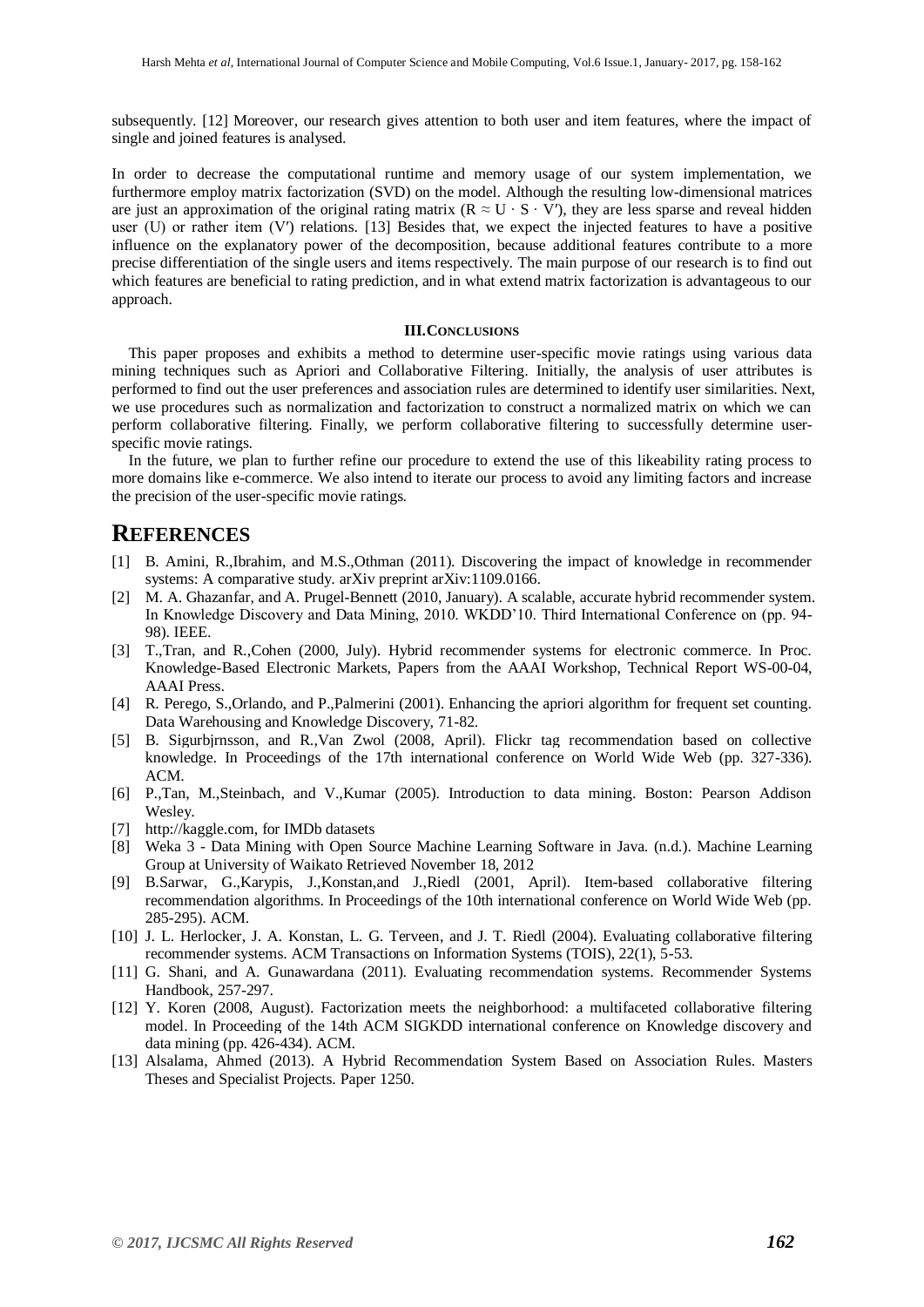subsequently. [12] Moreover, our research gives attention to both user and item features, where the impact of single and joined features is analysed.

In order to decrease the computational runtime and memory usage of our system implementation, we furthermore employ matrix factorization (SVD) on the model. Although the resulting low-dimensional matrices are just an approximation of the original rating matrix ($R \approx U \cdot S \cdot V'$), they are less sparse and reveal hidden user (U) or rather item (V′) relations. [13] Besides that, we expect the injected features to have a positive influence on the explanatory power of the decomposition, because additional features contribute to a more precise differentiation of the single users and items respectively. The main purpose of our research is to find out which features are beneficial to rating prediction, and in what extend matrix factorization is advantageous to our approach.

### III. CONCLUSIONS

This paper proposes and exhibits a method to determine user-specific movie ratings using various data mining techniques such as Apriori and Collaborative Filtering. Initially, the analysis of user attributes is performed to find out the user preferences and association rules are determined to identify user similarities. Next, we use procedures such as normalization and factorization to construct a normalized matrix on which we can perform collaborative filtering. Finally, we perform collaborative filtering to successfully determine user-specific movie ratings.

In the future, we plan to further refine our procedure to extend the use of this likeability rating process to more domains like e-commerce. We also intend to iterate our process to avoid any limiting factors and increase the precision of the user-specific movie ratings.

## REFERENCES

[1] B. Amini, R.,Ibrahim, and M.S.,Othman (2011). Discovering the impact of knowledge in recommender systems: A comparative study. arXiv preprint arXiv:1109.0166.

[2] M. A. Ghazanfar, and A. Prugel-Bennett (2010, January). A scalable, accurate hybrid recommender system. In Knowledge Discovery and Data Mining, 2010. WKDD'10. Third International Conference on (pp. 94-98). IEEE.

[3] T.,Tran, and R.,Cohen (2000, July). Hybrid recommender systems for electronic commerce. In Proc. Knowledge-Based Electronic Markets, Papers from the AAAI Workshop, Technical Report WS-00-04, AAAI Press.

[4] R. Perego, S.,Orlando, and P.,Palmerini (2001). Enhancing the apriori algorithm for frequent set counting. Data Warehousing and Knowledge Discovery, 71-82.

[5] B. Sigurbjrnsson, and R.,Van Zwol (2008, April). Flickr tag recommendation based on collective knowledge. In Proceedings of the 17th international conference on World Wide Web (pp. 327-336). ACM.

[6] P.,Tan, M.,Steinbach, and V.,Kumar (2005). Introduction to data mining. Boston: Pearson Addison Wesley.

[7] http://kaggle.com, for IMDb datasets

[8] Weka 3 - Data Mining with Open Source Machine Learning Software in Java. (n.d.). Machine Learning Group at University of Waikato Retrieved November 18, 2012

[9] B.Sarwar, G.,Karypis, J.,Konstan,and J.,Riedl (2001, April). Item-based collaborative filtering recommendation algorithms. In Proceedings of the 10th international conference on World Wide Web (pp. 285-295). ACM.

[10] J. L. Herlocker, J. A. Konstan, L. G. Terveen, and J. T. Riedl (2004). Evaluating collaborative filtering recommender systems. ACM Transactions on Information Systems (TOIS), 22(1), 5-53.

[11] G. Shani, and A. Gunawardana (2011). Evaluating recommendation systems. Recommender Systems Handbook, 257-297.

[12] Y. Koren (2008, August). Factorization meets the neighborhood: a multifaceted collaborative filtering model. In Proceeding of the 14th ACM SIGKDD international conference on Knowledge discovery and data mining (pp. 426-434). ACM.

[13] Alsalama, Ahmed (2013). A Hybrid Recommendation System Based on Association Rules. Masters Theses and Specialist Projects. Paper 1250.